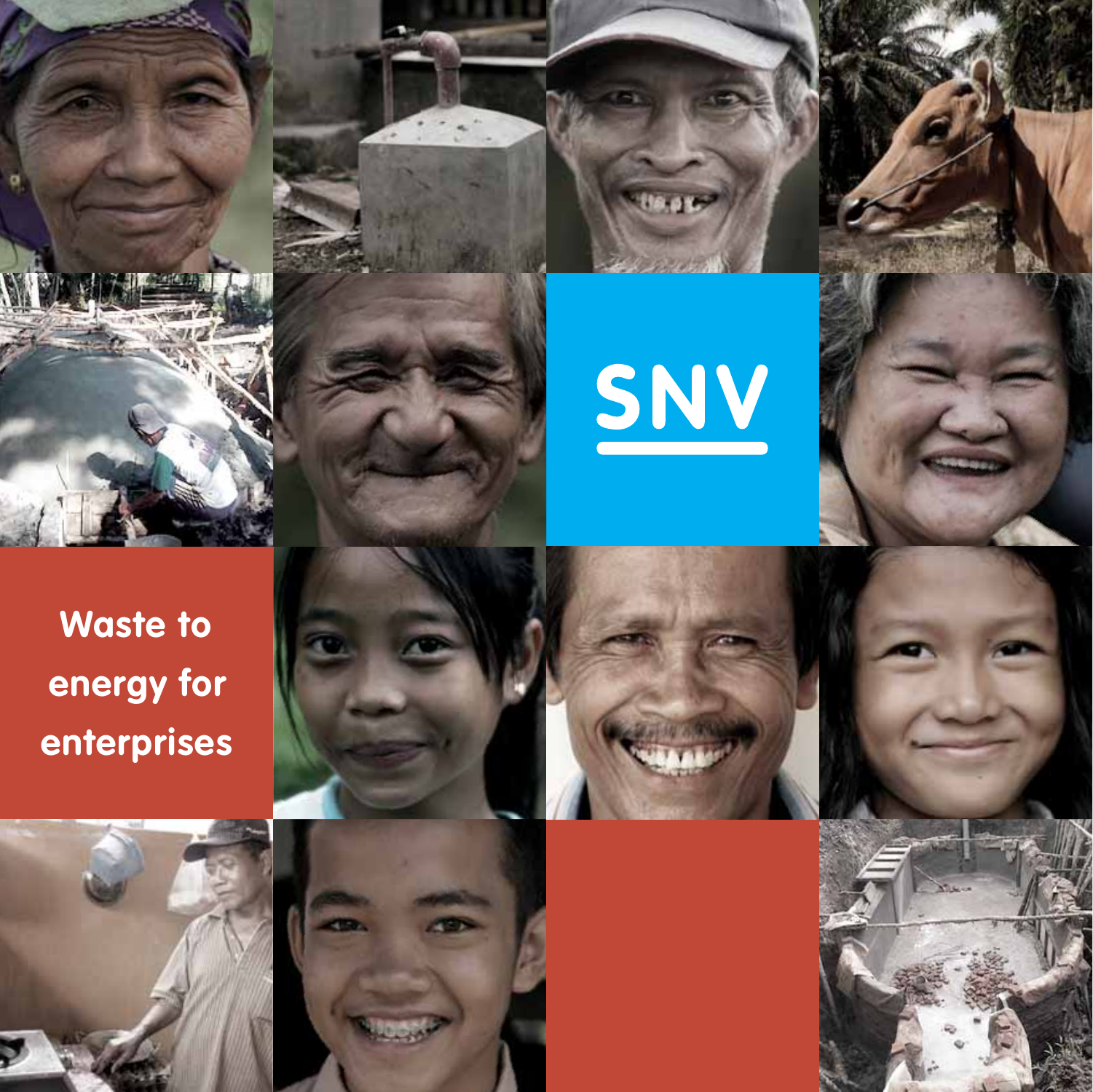SNV

# Waste to energy for enterprises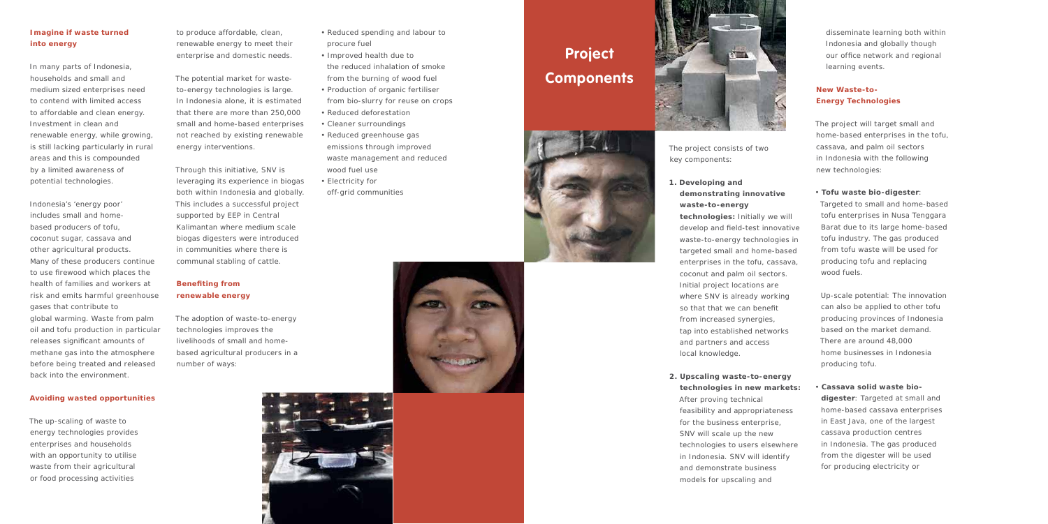### Imagine if waste turned into energy

In many parts of Indonesia, households and small and medium sized enterprises need to contend with limited access to affordable and clean energy. Investment in clean and renewable energy, while growing, is still lacking particularly in rural areas and this is compounded by a limited awareness of potential technologies.

Indonesia's 'energy poor' includes small and home-based producers of tofu, coconut sugar, cassava and other agricultural products. Many of these producers continue to use firewood which places the health of families and workers at risk and emits harmful greenhouse gases that contribute to global warming. Waste from palm oil and tofu production in particular releases significant amounts of methane gas into the atmosphere before being treated and released back into the environment.

### Avoiding wasted opportunities

The up-scaling of waste to energy technologies provides enterprises and households with an opportunity to utilise waste from their agricultural or food processing activities to produce affordable, clean, renewable energy to meet their enterprise and domestic needs.

The potential market for waste-to-energy technologies is large. In Indonesia alone, it is estimated that there are more than 250,000 small and home-based enterprises not reached by existing renewable energy interventions.

Through this initiative, SNV is leveraging its experience in biogas both within Indonesia and globally. This includes a successful project supported by EEP in Central Kalimantan where medium scale biogas digesters were introduced in communities where there is communal stabling of cattle.

### Benefiting from renewable energy

The adoption of waste-to-energy technologies improves the livelihoods of small and home-based agricultural producers in a number of ways:

- Reduced spending and labour to procure fuel
- Improved health due to the reduced inhalation of smoke from the burning of wood fuel
- Production of organic fertiliser from bio-slurry for reuse on crops
- Reduced deforestation
- Cleaner surroundings
- Reduced greenhouse gas emissions through improved waste management and reduced wood fuel use
- Electricity for off-grid communities

## Project Components

The project consists of two key components:

1. **Developing and demonstrating innovative waste-to-energy technologies:** Initially we will develop and field-test innovative waste-to-energy technologies in targeted small and home-based enterprises in the tofu, cassava, coconut and palm oil sectors. Initial project locations are where SNV is already working so that that we can benefit from increased synergies, tap into established networks and partners and access local knowledge.

2. **Upscaling waste-to-energy technologies in new markets:** After proving technical feasibility and appropriateness for the business enterprise, SNV will scale up the new technologies to users elsewhere in Indonesia. SNV will identify and demonstrate business models for upscaling and disseminate learning both within Indonesia and globally though our office network and regional learning events.

### New Waste-to-Energy Technologies

The project will target small and home-based enterprises in the tofu, cassava, and palm oil sectors in Indonesia with the following new technologies:

- **Tofu waste bio-digester**: Targeted to small and home-based tofu enterprises in Nusa Tenggara Barat due to its large home-based tofu industry. The gas produced from tofu waste will be used for producing tofu and replacing wood fuels.

  Up-scale potential: The innovation can also be applied to other tofu producing provinces of Indonesia based on the market demand. There are around 48,000 home businesses in Indonesia producing tofu.

- **Cassava solid waste bio-digester**: Targeted at small and home-based cassava enterprises in East Java, one of the largest cassava production centres in Indonesia. The gas produced from the digester will be used for producing electricity or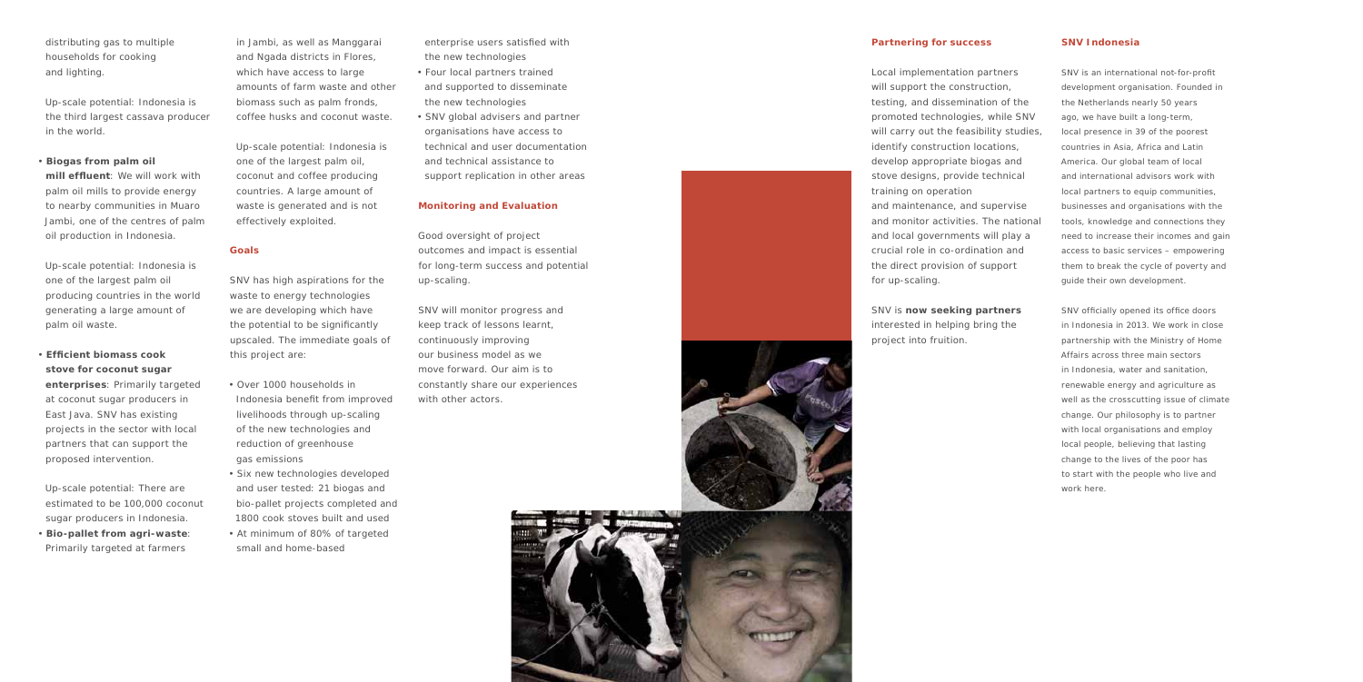distributing gas to multiple households for cooking and lighting.

Up-scale potential: Indonesia is the third largest cassava producer in the world.

- **Biogas from palm oil mill effluent**: We will work with palm oil mills to provide energy to nearby communities in Muaro Jambi, one of the centres of palm oil production in Indonesia.

  Up-scale potential: Indonesia is one of the largest palm oil producing countries in the world generating a large amount of palm oil waste.

- **Efficient biomass cook stove for coconut sugar enterprises**: Primarily targeted at coconut sugar producers in East Java. SNV has existing projects in the sector with local partners that can support the proposed intervention.

  Up-scale potential: There are estimated to be 100,000 coconut sugar producers in Indonesia.

- **Bio-pallet from agri-waste**: Primarily targeted at farmers in Jambi, as well as Manggarai and Ngada districts in Flores, which have access to large amounts of farm waste and other biomass such as palm fronds, coffee husks and coconut waste.

  Up-scale potential: Indonesia is one of the largest palm oil, coconut and coffee producing countries. A large amount of waste is generated and is not effectively exploited.

## Goals

SNV has high aspirations for the waste to energy technologies we are developing which have the potential to be significantly upscaled. The immediate goals of this project are:

- Over 1000 households in Indonesia benefit from improved livelihoods through up-scaling of the new technologies and reduction of greenhouse gas emissions
- Six new technologies developed and user tested: 21 biogas and bio-pallet projects completed and 1800 cook stoves built and used
- At minimum of 80% of targeted small and home-based enterprise users satisfied with the new technologies
- Four local partners trained and supported to disseminate the new technologies
- SNV global advisers and partner organisations have access to technical and user documentation and technical assistance to support replication in other areas

## Monitoring and Evaluation

Good oversight of project outcomes and impact is essential for long-term success and potential up-scaling.

SNV will monitor progress and keep track of lessons learnt, continuously improving our business model as we move forward. Our aim is to constantly share our experiences with other actors.

## Partnering for success

Local implementation partners will support the construction, testing, and dissemination of the promoted technologies, while SNV will carry out the feasibility studies, identify construction locations, develop appropriate biogas and stove designs, provide technical training on operation and maintenance, and supervise and monitor activities. The national and local governments will play a crucial role in co-ordination and the direct provision of support for up-scaling.

SNV is **now seeking partners** interested in helping bring the project into fruition.

## SNV Indonesia

SNV is an international not-for-profit development organisation. Founded in the Netherlands nearly 50 years ago, we have built a long-term, local presence in 39 of the poorest countries in Asia, Africa and Latin America. Our global team of local and international advisors work with local partners to equip communities, businesses and organisations with the tools, knowledge and connections they need to increase their incomes and gain access to basic services – empowering them to break the cycle of poverty and guide their own development.

SNV officially opened its office doors in Indonesia in 2013. We work in close partnership with the Ministry of Home Affairs across three main sectors in Indonesia, water and sanitation, renewable energy and agriculture as well as the crosscutting issue of climate change. Our philosophy is to partner with local organisations and employ local people, believing that lasting change to the lives of the poor has to start with the people who live and work here.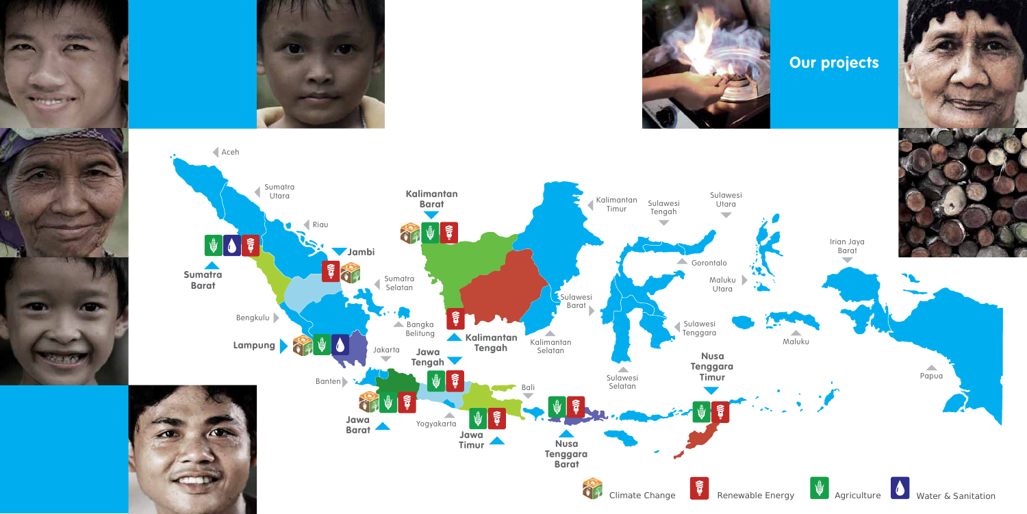## Our projects

Aceh

Sumatra Utara

Riau

**Sumatra Barat**

**Jambi**

Sumatra Selatan

Bengkulu

**Lampung**

Bangka Belitung

Jakarta

Banten

**Jawa Barat**

**Jawa Tengah**

Yogyakarta

**Jawa Timur**

Bali

**Nusa Tenggara Barat**

**Kalimantan Barat**

**Kalimantan Tengah**

Kalimantan Selatan

Kalimantan Timur

Sulawesi Barat

Sulawesi Tengah

Sulawesi Utara

Gorontalo

Sulawesi Tenggara

Sulawesi Selatan

**Nusa Tenggara Timur**

Maluku Utara

Maluku

Irian Jaya Barat

Papua

Climate Change | Renewable Energy | Agriculture | Water & Sanitation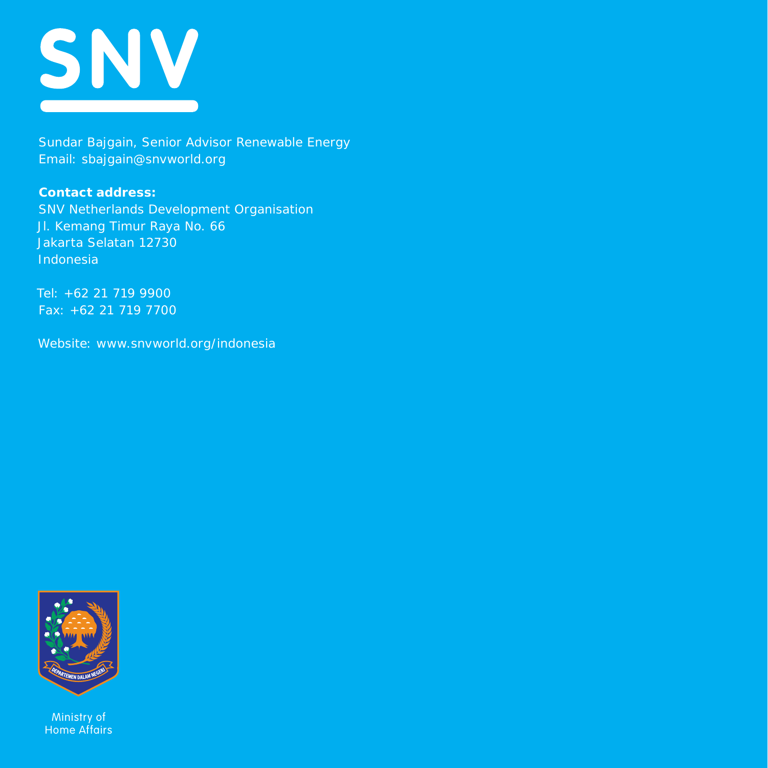SNV

Sundar Bajgain, Senior Advisor Renewable Energy
Email: sbajgain@snvworld.org

**Contact address:**
SNV Netherlands Development Organisation
Jl. Kemang Timur Raya No. 66
Jakarta Selatan 12730
Indonesia

Tel: +62 21 719 9900
Fax: +62 21 719 7700

Website: www.snvworld.org/indonesia

DEPARTEMEN DALAM NEGERI

Ministry of
Home Affairs